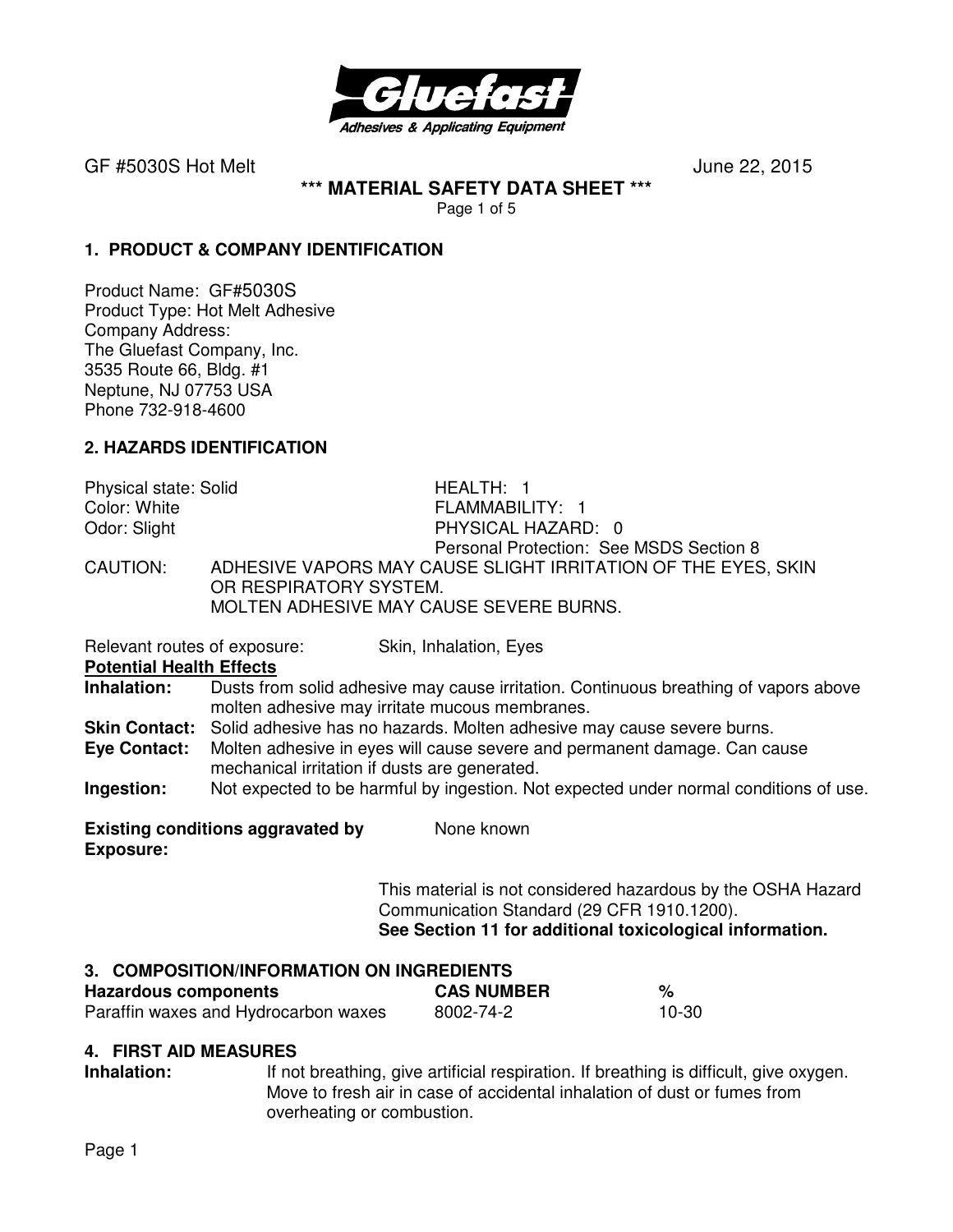GF #5030S Hot Melt June 22, 2015

**\*\*\* MATERIAL SAFETY DATA SHEET \*\*\***

## 1. PRODUCT & COMPANY IDENTIFICATION

Product Name: GF#5030S
Product Type: Hot Melt Adhesive
Company Address:
The Gluefast Company, Inc.
3535 Route 66, Bldg. #1
Neptune, NJ 07753 USA
Phone 732-918-4600

## 2. HAZARDS IDENTIFICATION

Physical state: Solid
Color: White
Odor: Slight

HEALTH: 1
FLAMMABILITY: 1
PHYSICAL HAZARD: 0
Personal Protection: See MSDS Section 8

CAUTION: ADHESIVE VAPORS MAY CAUSE SLIGHT IRRITATION OF THE EYES, SKIN OR RESPIRATORY SYSTEM.
MOLTEN ADHESIVE MAY CAUSE SEVERE BURNS.

Relevant routes of exposure: Skin, Inhalation, Eyes

**Potential Health Effects**

**Inhalation:** Dusts from solid adhesive may cause irritation. Continuous breathing of vapors above molten adhesive may irritate mucous membranes.

**Skin Contact:** Solid adhesive has no hazards. Molten adhesive may cause severe burns.

**Eye Contact:** Molten adhesive in eyes will cause severe and permanent damage. Can cause mechanical irritation if dusts are generated.

**Ingestion:** Not expected to be harmful by ingestion. Not expected under normal conditions of use.

**Existing conditions aggravated by Exposure:** None known

This material is not considered hazardous by the OSHA Hazard Communication Standard (29 CFR 1910.1200).
**See Section 11 for additional toxicological information.**

## 3. COMPOSITION/INFORMATION ON INGREDIENTS

| Hazardous components | CAS NUMBER | % |
|---|---|---|
| Paraffin waxes and Hydrocarbon waxes | 8002-74-2 | 10-30 |

## 4. FIRST AID MEASURES

**Inhalation:** If not breathing, give artificial respiration. If breathing is difficult, give oxygen. Move to fresh air in case of accidental inhalation of dust or fumes from overheating or combustion.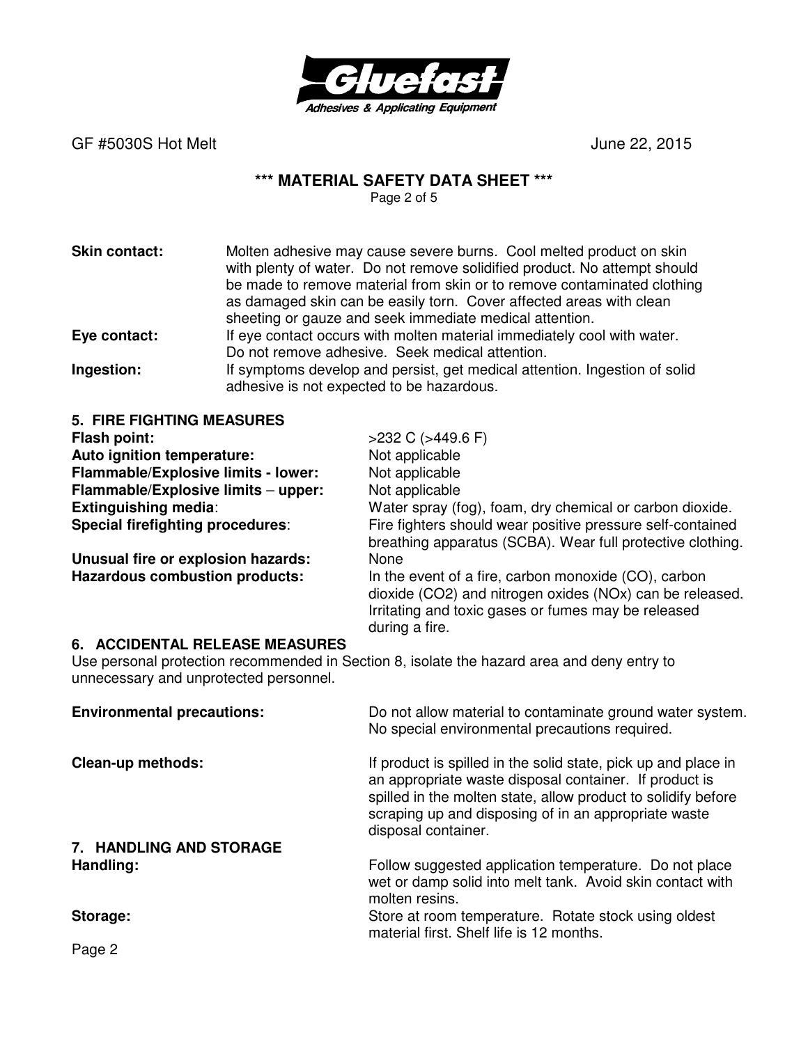**Skin contact:** Molten adhesive may cause severe burns. Cool melted product on skin with plenty of water. Do not remove solidified product. No attempt should be made to remove material from skin or to remove contaminated clothing as damaged skin can be easily torn. Cover affected areas with clean sheeting or gauze and seek immediate medical attention.

**Eye contact:** If eye contact occurs with molten material immediately cool with water. Do not remove adhesive. Seek medical attention.

**Ingestion:** If symptoms develop and persist, get medical attention. Ingestion of solid adhesive is not expected to be hazardous.

## 5. FIRE FIGHTING MEASURES

**Flash point:** >232 C (>449.6 F)

**Auto ignition temperature:** Not applicable

**Flammable/Explosive limits - lower:** Not applicable

**Flammable/Explosive limits – upper:** Not applicable

**Extinguishing media**: Water spray (fog), foam, dry chemical or carbon dioxide.

**Special firefighting procedures**: Fire fighters should wear positive pressure self-contained breathing apparatus (SCBA). Wear full protective clothing.

**Unusual fire or explosion hazards:** None

**Hazardous combustion products:** In the event of a fire, carbon monoxide (CO), carbon dioxide ($CO_2$) and nitrogen oxides ($NO_x$) can be released. Irritating and toxic gases or fumes may be released during a fire.

## 6. ACCIDENTAL RELEASE MEASURES

Use personal protection recommended in Section 8, isolate the hazard area and deny entry to unnecessary and unprotected personnel.

**Environmental precautions:** Do not allow material to contaminate ground water system. No special environmental precautions required.

**Clean-up methods:** If product is spilled in the solid state, pick up and place in an appropriate waste disposal container. If product is spilled in the molten state, allow product to solidify before scraping up and disposing of in an appropriate waste disposal container.

## 7. HANDLING AND STORAGE

**Handling:** Follow suggested application temperature. Do not place wet or damp solid into melt tank. Avoid skin contact with molten resins.

**Storage:** Store at room temperature. Rotate stock using oldest material first. Shelf life is 12 months.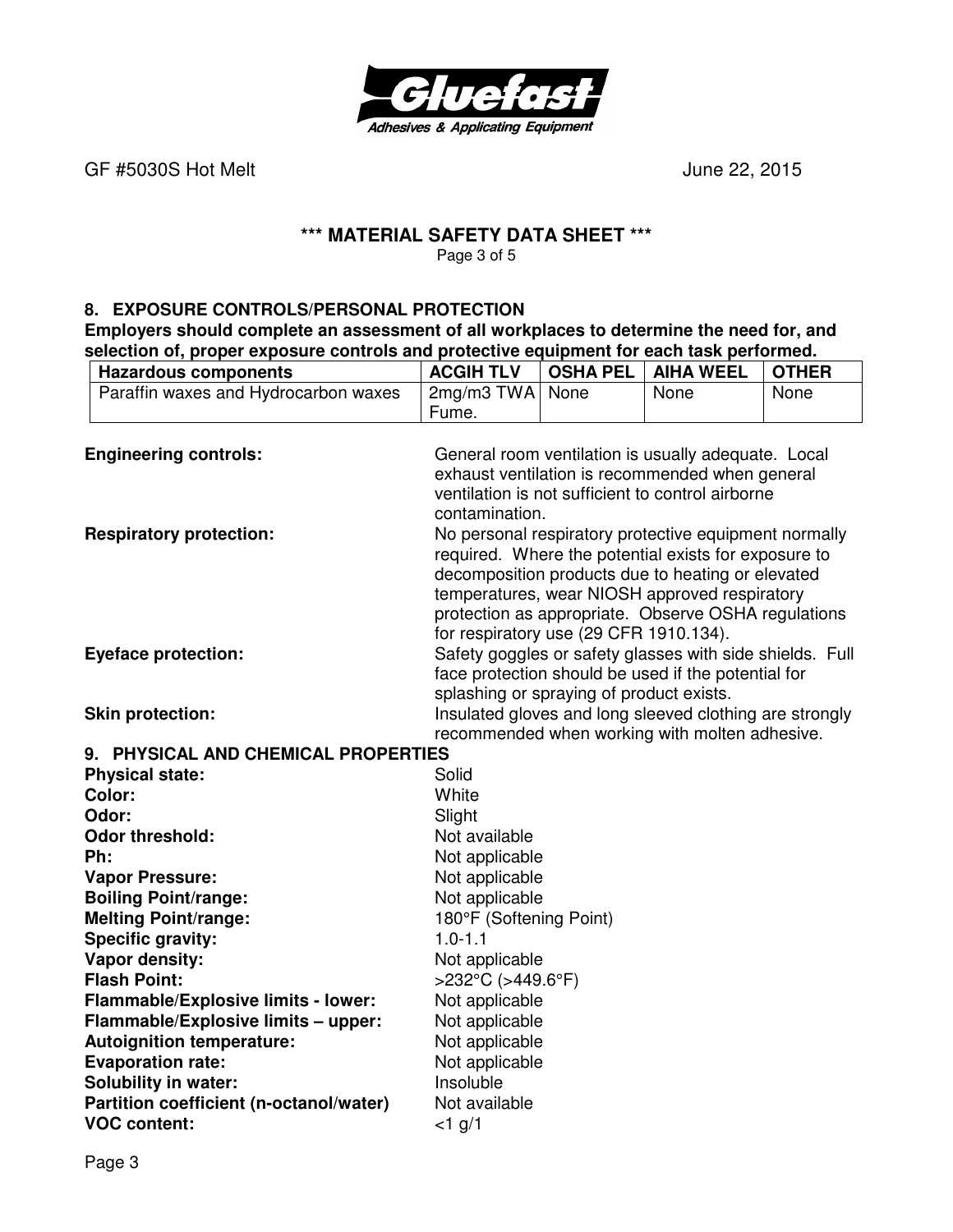## 8. EXPOSURE CONTROLS/PERSONAL PROTECTION

**Employers should complete an assessment of all workplaces to determine the need for, and selection of, proper exposure controls and protective equipment for each task performed.**

| Hazardous components | ACGIH TLV | OSHA PEL | AIHA WEEL | OTHER |
|---|---|---|---|---|
| Paraffin waxes and Hydrocarbon waxes | 2mg/m3 TWA Fume. | None | None | None |

**Engineering controls:** General room ventilation is usually adequate. Local exhaust ventilation is recommended when general ventilation is not sufficient to control airborne contamination.

**Respiratory protection:** No personal respiratory protective equipment normally required. Where the potential exists for exposure to decomposition products due to heating or elevated temperatures, wear NIOSH approved respiratory protection as appropriate. Observe OSHA regulations for respiratory use (29 CFR 1910.134).

**Eyeface protection:** Safety goggles or safety glasses with side shields. Full face protection should be used if the potential for splashing or spraying of product exists.

**Skin protection:** Insulated gloves and long sleeved clothing are strongly recommended when working with molten adhesive.

## 9. PHYSICAL AND CHEMICAL PROPERTIES

**Physical state:** Solid
**Color:** White
**Odor:** Slight
**Odor threshold:** Not available
**Ph:** Not applicable
**Vapor Pressure:** Not applicable
**Boiling Point/range:** Not applicable
**Melting Point/range:** 180°F (Softening Point)
**Specific gravity:** 1.0-1.1
**Vapor density:** Not applicable
**Flash Point:** >232°C (>449.6°F)
**Flammable/Explosive limits - lower:** Not applicable
**Flammable/Explosive limits – upper:** Not applicable
**Autoignition temperature:** Not applicable
**Evaporation rate:** Not applicable
**Solubility in water:** Insoluble
**Partition coefficient (n-octanol/water)** Not available
**VOC content:** <1 g/1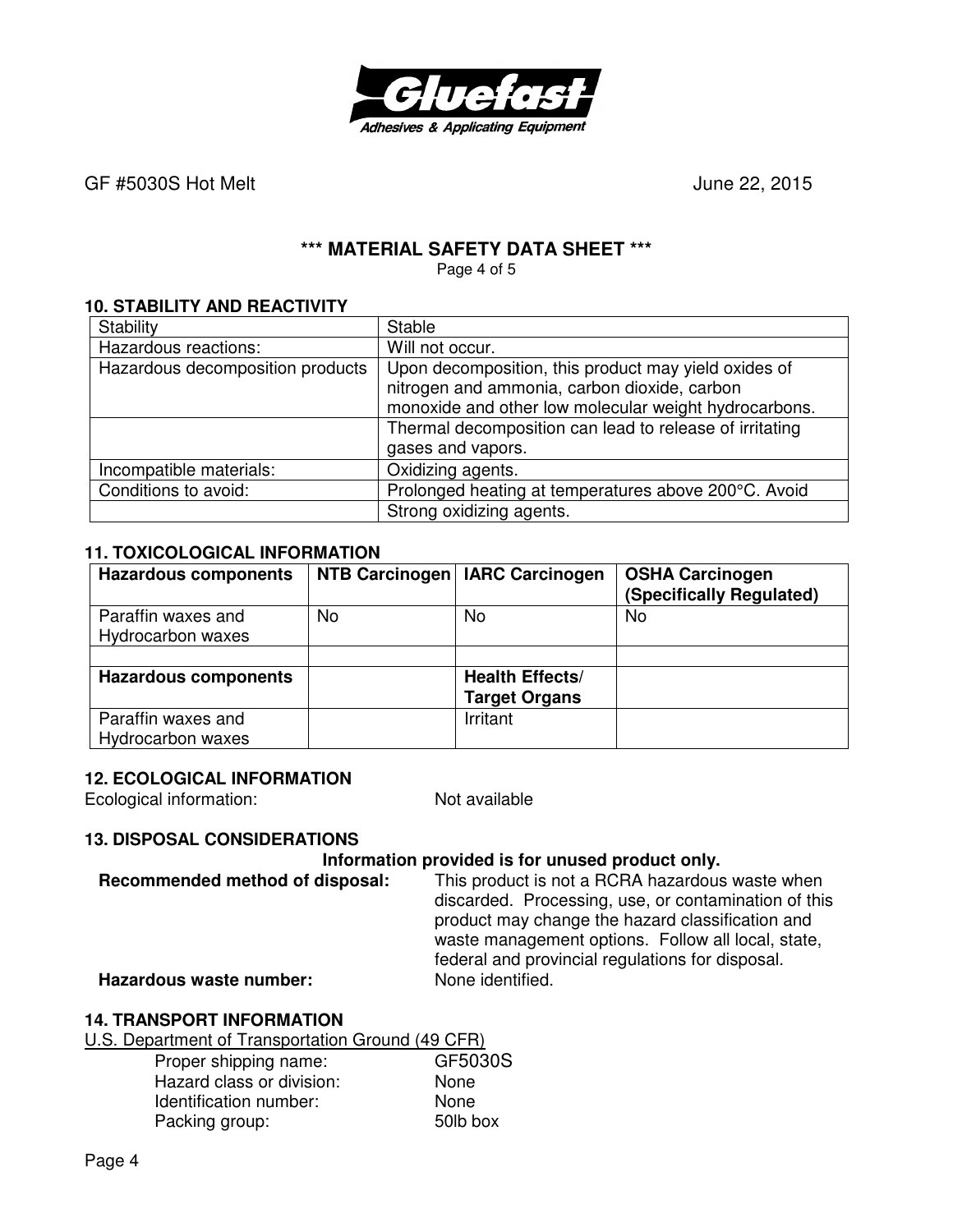GF #5030S Hot Melt June 22, 2015

**\*\*\* MATERIAL SAFETY DATA SHEET \*\*\***

## 10. STABILITY AND REACTIVITY

| Stability | Stable |
|---|---|
| Hazardous reactions: | Will not occur. |
| Hazardous decomposition products | Upon decomposition, this product may yield oxides of nitrogen and ammonia, carbon dioxide, carbon monoxide and other low molecular weight hydrocarbons. |
| | Thermal decomposition can lead to release of irritating gases and vapors. |
| Incompatible materials: | Oxidizing agents. |
| Conditions to avoid: | Prolonged heating at temperatures above 200°C. Avoid |
| | Strong oxidizing agents. |

## 11. TOXICOLOGICAL INFORMATION

| **Hazardous components** | **NTB Carcinogen** | **IARC Carcinogen** | **OSHA Carcinogen (Specifically Regulated)** |
|---|---|---|---|
| Paraffin waxes and Hydrocarbon waxes | No | No | No |
| | | | |
| **Hazardous components** | | **Health Effects/ Target Organs** | |
| Paraffin waxes and Hydrocarbon waxes | | Irritant | |

## 12. ECOLOGICAL INFORMATION

Ecological information: Not available

## 13. DISPOSAL CONSIDERATIONS

**Information provided is for unused product only.**

**Recommended method of disposal:** This product is not a RCRA hazardous waste when discarded. Processing, use, or contamination of this product may change the hazard classification and waste management options. Follow all local, state, federal and provincial regulations for disposal.

**Hazardous waste number:** None identified.

## 14. TRANSPORT INFORMATION

U.S. Department of Transportation Ground (49 CFR)

- Proper shipping name: GF5030S
- Hazard class or division: None
- Identification number: None
- Packing group: 50lb box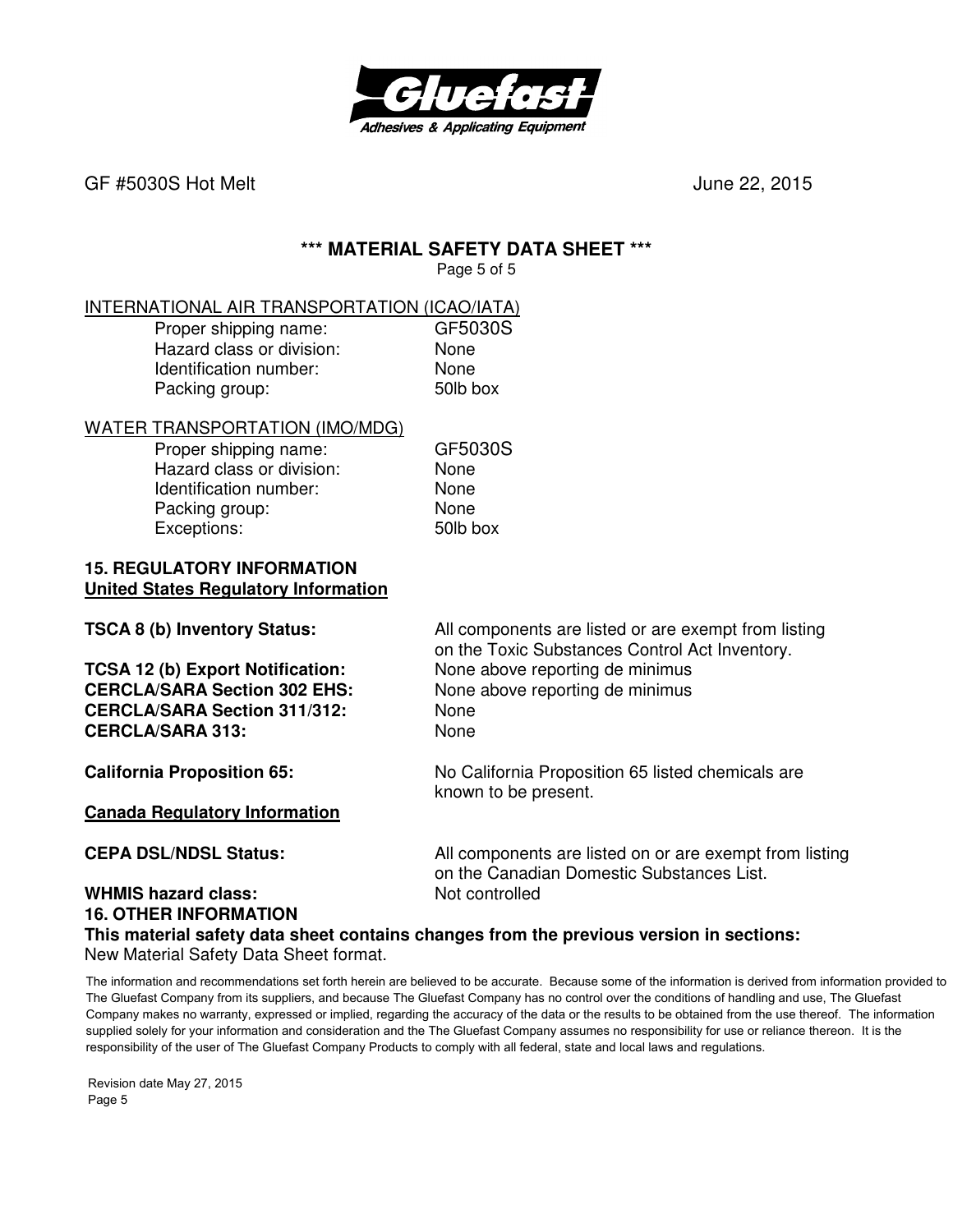GF #5030S Hot Melt June 22, 2015

**\*\*\* MATERIAL SAFETY DATA SHEET \*\*\***

INTERNATIONAL AIR TRANSPORTATION (ICAO/IATA)

| | |
|---|---|
| Proper shipping name: | GF5030S |
| Hazard class or division: | None |
| Identification number: | None |
| Packing group: | 50lb box |

WATER TRANSPORTATION (IMO/MDG)

| | |
|---|---|
| Proper shipping name: | GF5030S |
| Hazard class or division: | None |
| Identification number: | None |
| Packing group: | None |
| Exceptions: | 50lb box |

## 15. REGULATORY INFORMATION

**United States Regulatory Information**

**TSCA 8 (b) Inventory Status:** All components are listed or are exempt from listing on the Toxic Substances Control Act Inventory.

**TCSA 12 (b) Export Notification:** None above reporting de minimus

**CERCLA/SARA Section 302 EHS:** None above reporting de minimus

**CERCLA/SARA Section 311/312:** None

**CERCLA/SARA 313:** None

**California Proposition 65:** No California Proposition 65 listed chemicals are known to be present.

**Canada Regulatory Information**

**CEPA DSL/NDSL Status:** All components are listed on or are exempt from listing on the Canadian Domestic Substances List.

**WHMIS hazard class:** Not controlled

## 16. OTHER INFORMATION

**This material safety data sheet contains changes from the previous version in sections:**
New Material Safety Data Sheet format.

The information and recommendations set forth herein are believed to be accurate. Because some of the information is derived from information provided to The Gluefast Company from its suppliers, and because The Gluefast Company has no control over the conditions of handling and use, The Gluefast Company makes no warranty, expressed or implied, regarding the accuracy of the data or the results to be obtained from the use thereof. The information supplied solely for your information and consideration and the The Gluefast Company assumes no responsibility for use or reliance thereon. It is the responsibility of the user of The Gluefast Company Products to comply with all federal, state and local laws and regulations.

Revision date May 27, 2015